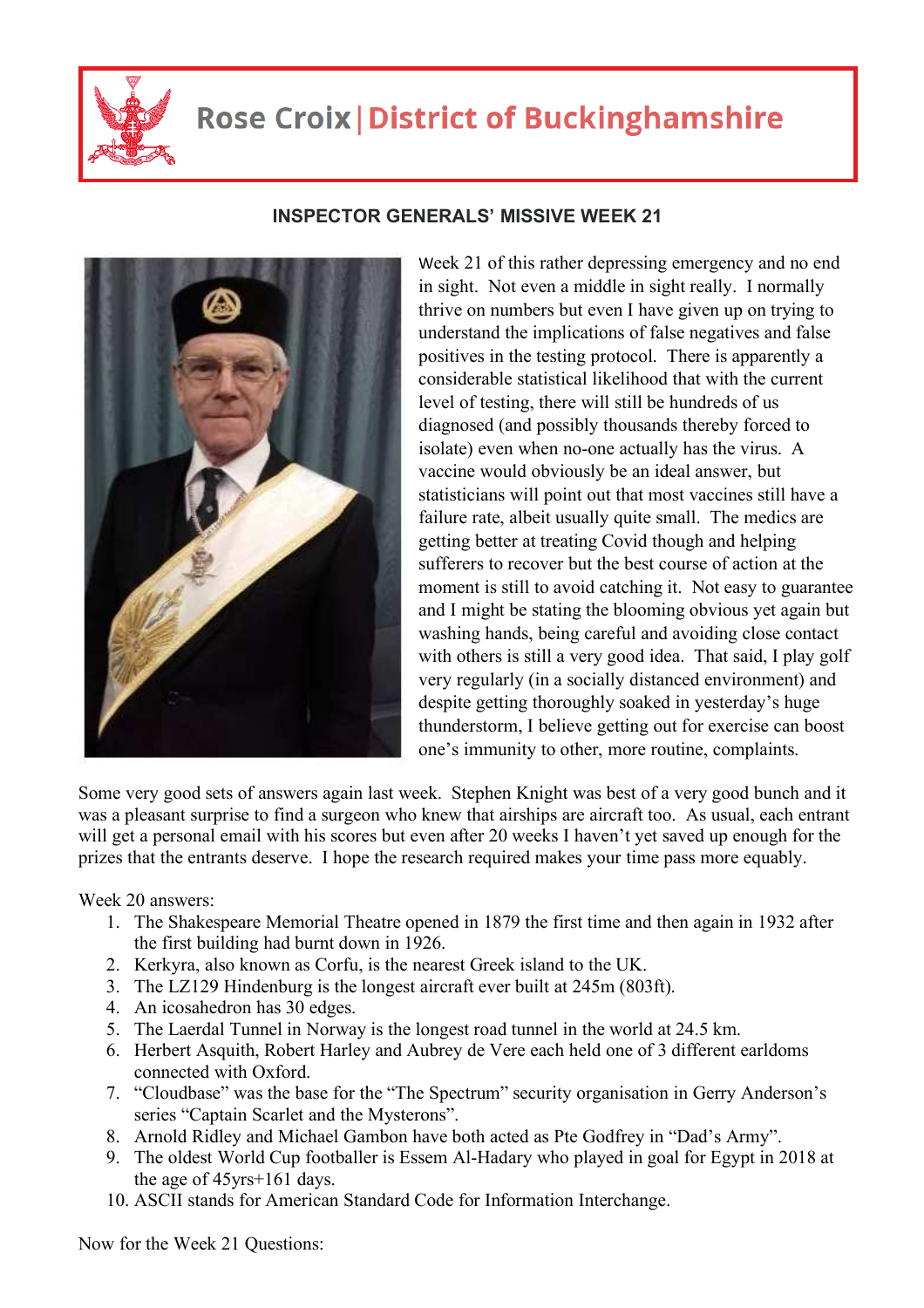# Rose Croix | District of Buckinghamshire

## INSPECTOR GENERALS' MISSIVE WEEK 21

Week 21 of this rather depressing emergency and no end in sight. Not even a middle in sight really. I normally thrive on numbers but even I have given up on trying to understand the implications of false negatives and false positives in the testing protocol. There is apparently a considerable statistical likelihood that with the current level of testing, there will still be hundreds of us diagnosed (and possibly thousands thereby forced to isolate) even when no-one actually has the virus. A vaccine would obviously be an ideal answer, but statisticians will point out that most vaccines still have a failure rate, albeit usually quite small. The medics are getting better at treating Covid though and helping sufferers to recover but the best course of action at the moment is still to avoid catching it. Not easy to guarantee and I might be stating the blooming obvious yet again but washing hands, being careful and avoiding close contact with others is still a very good idea. That said, I play golf very regularly (in a socially distanced environment) and despite getting thoroughly soaked in yesterday's huge thunderstorm, I believe getting out for exercise can boost one's immunity to other, more routine, complaints.

Some very good sets of answers again last week. Stephen Knight was best of a very good bunch and it was a pleasant surprise to find a surgeon who knew that airships are aircraft too. As usual, each entrant will get a personal email with his scores but even after 20 weeks I haven't yet saved up enough for the prizes that the entrants deserve. I hope the research required makes your time pass more equably.

Week 20 answers:

1. The Shakespeare Memorial Theatre opened in 1879 the first time and then again in 1932 after the first building had burnt down in 1926.
2. Kerkyra, also known as Corfu, is the nearest Greek island to the UK.
3. The LZ129 Hindenburg is the longest aircraft ever built at 245m (803ft).
4. An icosahedron has 30 edges.
5. The Laerdal Tunnel in Norway is the longest road tunnel in the world at 24.5 km.
6. Herbert Asquith, Robert Harley and Aubrey de Vere each held one of 3 different earldoms connected with Oxford.
7. "Cloudbase" was the base for the "The Spectrum" security organisation in Gerry Anderson's series "Captain Scarlet and the Mysterons".
8. Arnold Ridley and Michael Gambon have both acted as Pte Godfrey in "Dad's Army".
9. The oldest World Cup footballer is Essem Al-Hadary who played in goal for Egypt in 2018 at the age of 45yrs+161 days.
10. ASCII stands for American Standard Code for Information Interchange.

Now for the Week 21 Questions: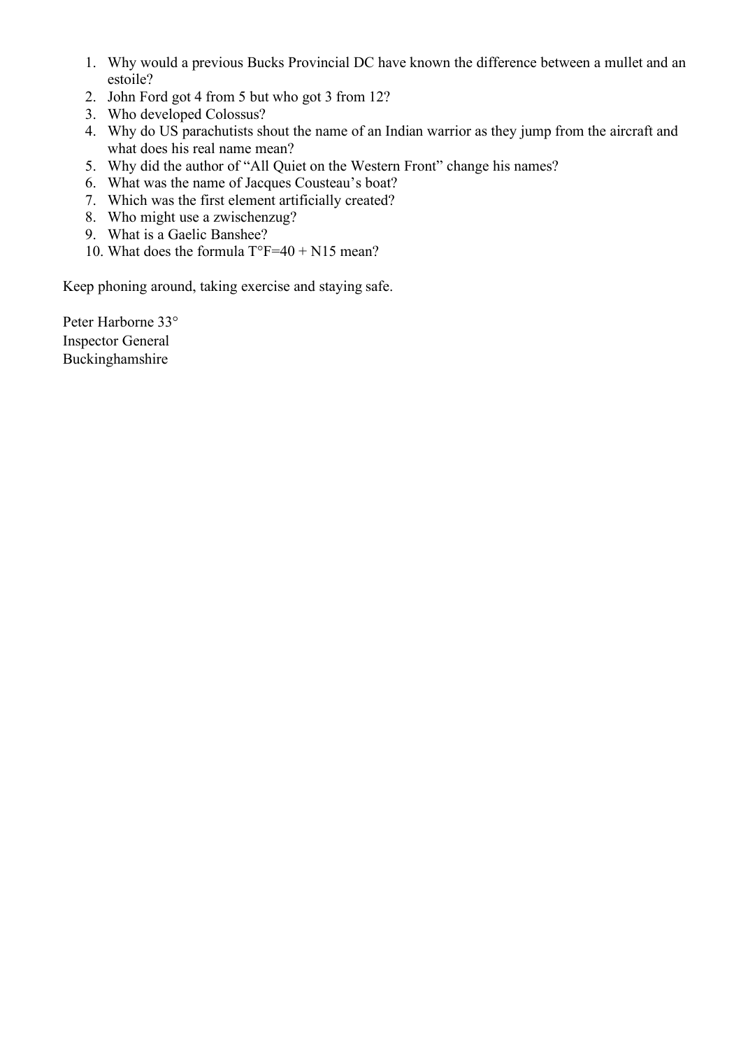1. Why would a previous Bucks Provincial DC have known the difference between a mullet and an estoile?
2. John Ford got 4 from 5 but who got 3 from 12?
3. Who developed Colossus?
4. Why do US parachutists shout the name of an Indian warrior as they jump from the aircraft and what does his real name mean?
5. Why did the author of "All Quiet on the Western Front" change his names?
6. What was the name of Jacques Cousteau's boat?
7. Which was the first element artificially created?
8. Who might use a zwischenzug?
9. What is a Gaelic Banshee?
10. What does the formula T°F=40 + N15 mean?

Keep phoning around, taking exercise and staying safe.

Peter Harborne 33°
Inspector General
Buckinghamshire